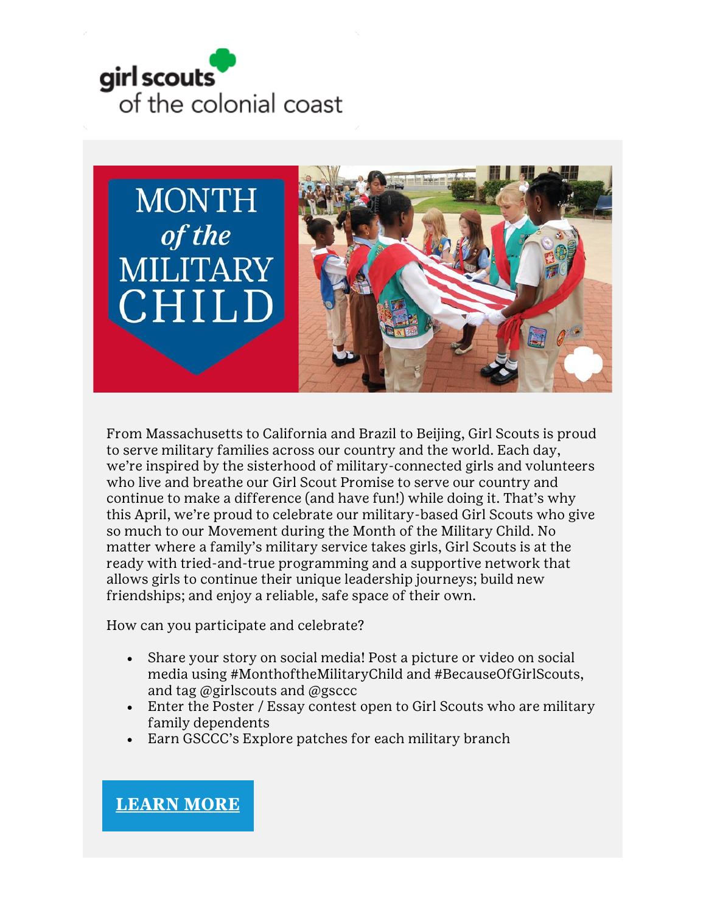girl scouts of the colonial coast

# MONTH *of the* MILITARY CHILD

From Massachusetts to California and Brazil to Beijing, Girl Scouts is proud to serve military families across our country and the world. Each day, we're inspired by the sisterhood of military-connected girls and volunteers who live and breathe our Girl Scout Promise to serve our country and continue to make a difference (and have fun!) while doing it. That's why this April, we're proud to celebrate our military-based Girl Scouts who give so much to our Movement during the Month of the Military Child. No matter where a family's military service takes girls, Girl Scouts is at the ready with tried-and-true programming and a supportive network that allows girls to continue their unique leadership journeys; build new friendships; and enjoy a reliable, safe space of their own.

How can you participate and celebrate?

- Share your story on social media! Post a picture or video on social media using #MonthoftheMilitaryChild and #BecauseOfGirlScouts, and tag @girlscouts and @gsccc
- Enter the Poster / Essay contest open to Girl Scouts who are military family dependents
- Earn GSCCC's Explore patches for each military branch

**LEARN MORE**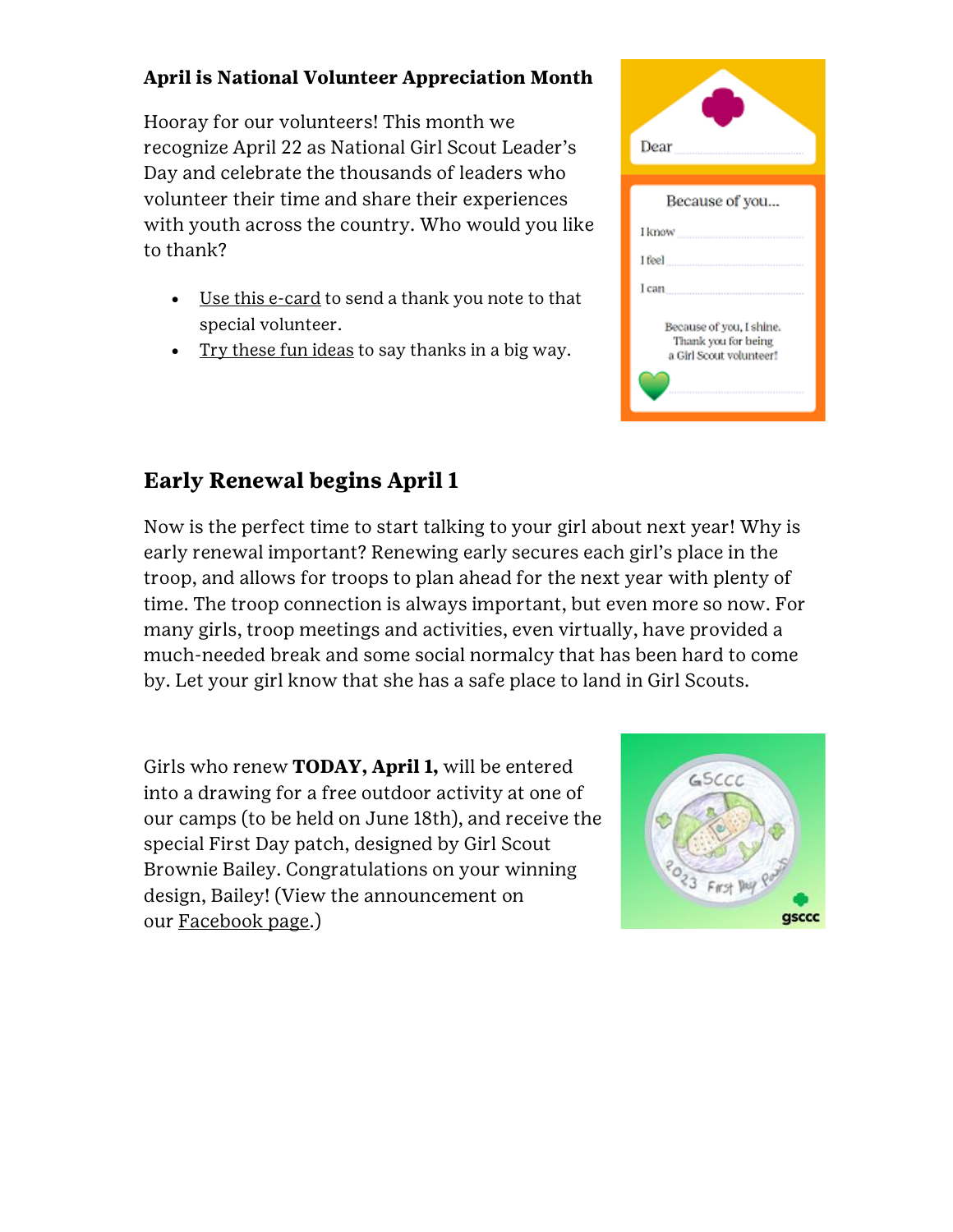**April is National Volunteer Appreciation Month**

Hooray for our volunteers! This month we recognize April 22 as National Girl Scout Leader's Day and celebrate the thousands of leaders who volunteer their time and share their experiences with youth across the country. Who would you like to thank?

- Use this e-card to send a thank you note to that special volunteer.
- Try these fun ideas to say thanks in a big way.

## Early Renewal begins April 1

Now is the perfect time to start talking to your girl about next year! Why is early renewal important? Renewing early secures each girl's place in the troop, and allows for troops to plan ahead for the next year with plenty of time. The troop connection is always important, but even more so now. For many girls, troop meetings and activities, even virtually, have provided a much-needed break and some social normalcy that has been hard to come by. Let your girl know that she has a safe place to land in Girl Scouts.

Girls who renew **TODAY, April 1,** will be entered into a drawing for a free outdoor activity at one of our camps (to be held on June 18th), and receive the special First Day patch, designed by Girl Scout Brownie Bailey. Congratulations on your winning design, Bailey! (View the announcement on our Facebook page.)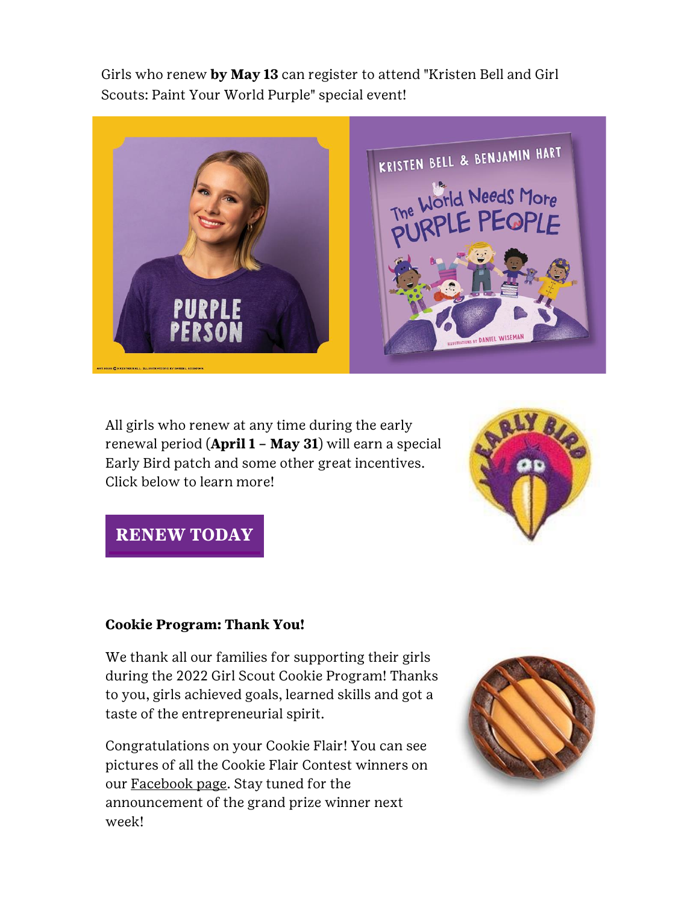Girls who renew **by May 13** can register to attend "Kristen Bell and Girl Scouts: Paint Your World Purple" special event!

All girls who renew at any time during the early renewal period (**April 1** – **May 31**) will earn a special Early Bird patch and some other great incentives. Click below to learn more!

**RENEW TODAY**

**Cookie Program: Thank You!**

We thank all our families for supporting their girls during the 2022 Girl Scout Cookie Program! Thanks to you, girls achieved goals, learned skills and got a taste of the entrepreneurial spirit.

Congratulations on your Cookie Flair! You can see pictures of all the Cookie Flair Contest winners on our Facebook page. Stay tuned for the announcement of the grand prize winner next week!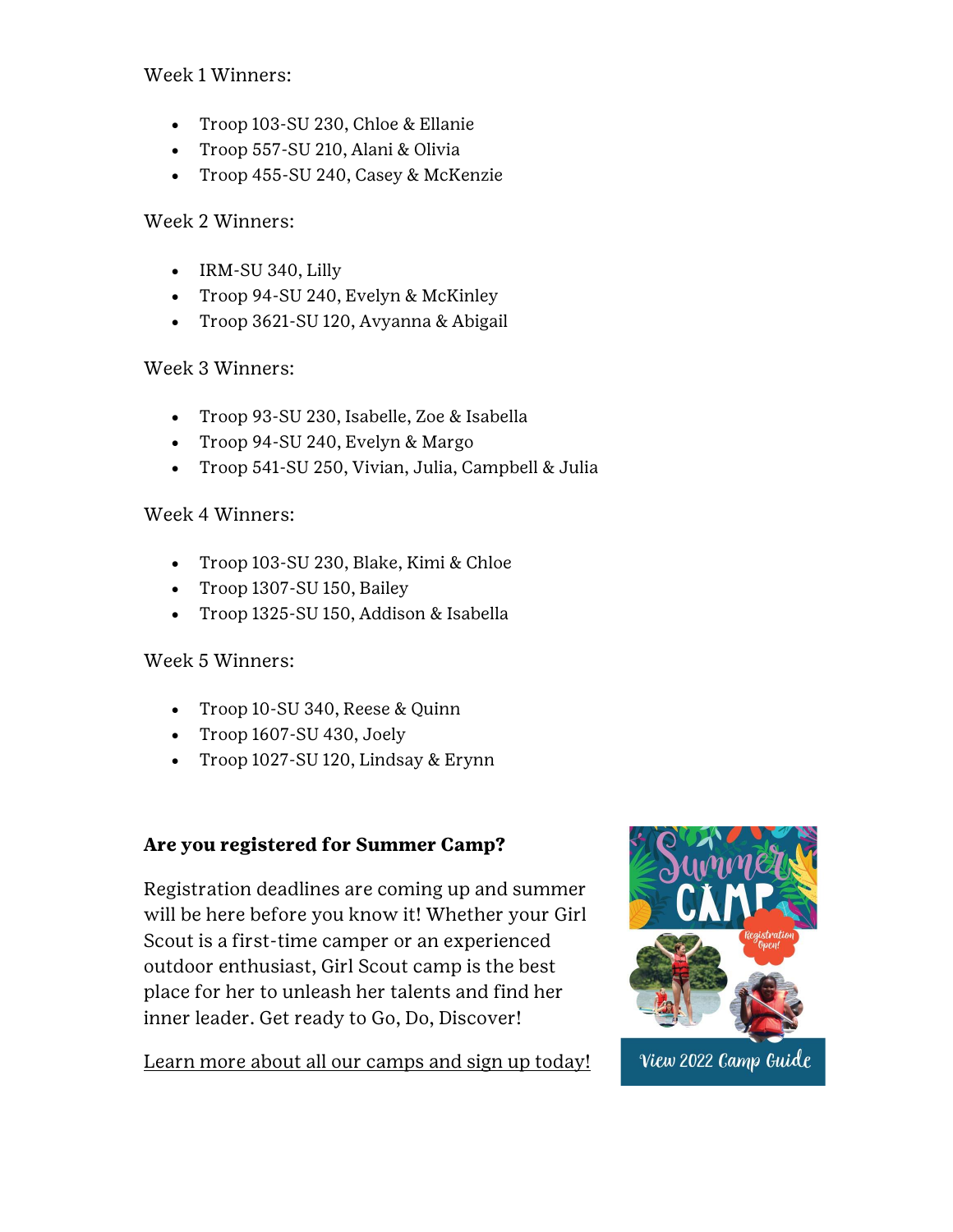Week 1 Winners:

- Troop 103-SU 230, Chloe & Ellanie
- Troop 557-SU 210, Alani & Olivia
- Troop 455-SU 240, Casey & McKenzie

Week 2 Winners:

- IRM-SU 340, Lilly
- Troop 94-SU 240, Evelyn & McKinley
- Troop 3621-SU 120, Avyanna & Abigail

Week 3 Winners:

- Troop 93-SU 230, Isabelle, Zoe & Isabella
- Troop 94-SU 240, Evelyn & Margo
- Troop 541-SU 250, Vivian, Julia, Campbell & Julia

Week 4 Winners:

- Troop 103-SU 230, Blake, Kimi & Chloe
- Troop 1307-SU 150, Bailey
- Troop 1325-SU 150, Addison & Isabella

Week 5 Winners:

- Troop 10-SU 340, Reese & Quinn
- Troop 1607-SU 430, Joely
- Troop 1027-SU 120, Lindsay & Erynn

**Are you registered for Summer Camp?**

Registration deadlines are coming up and summer will be here before you know it! Whether your Girl Scout is a first-time camper or an experienced outdoor enthusiast, Girl Scout camp is the best place for her to unleash her talents and find her inner leader. Get ready to Go, Do, Discover!

Learn more about all our camps and sign up today!

View 2022 Camp Guide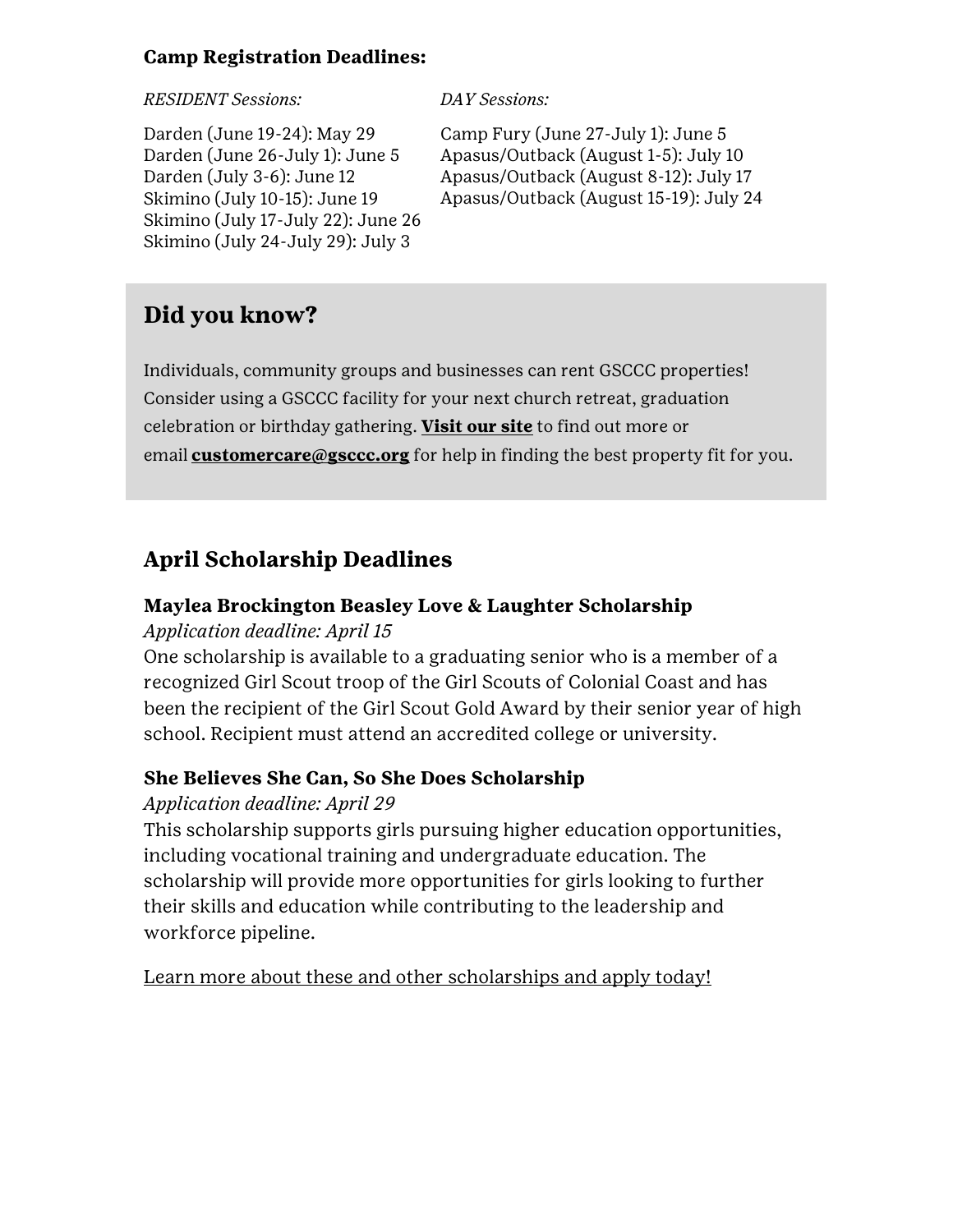**Camp Registration Deadlines:**

*RESIDENT Sessions:*

Darden (June 19-24): May 29
Darden (June 26-July 1): June 5
Darden (July 3-6): June 12
Skimino (July 10-15): June 19
Skimino (July 17-July 22): June 26
Skimino (July 24-July 29): July 3

*DAY Sessions:*

Camp Fury (June 27-July 1): June 5
Apasus/Outback (August 1-5): July 10
Apasus/Outback (August 8-12): July 17
Apasus/Outback (August 15-19): July 24

## Did you know?

Individuals, community groups and businesses can rent GSCCC properties! Consider using a GSCCC facility for your next church retreat, graduation celebration or birthday gathering. **Visit our site** to find out more or email **customercare@gsccc.org** for help in finding the best property fit for you.

## April Scholarship Deadlines

### Maylea Brockington Beasley Love & Laughter Scholarship

*Application deadline: April 15*

One scholarship is available to a graduating senior who is a member of a recognized Girl Scout troop of the Girl Scouts of Colonial Coast and has been the recipient of the Girl Scout Gold Award by their senior year of high school. Recipient must attend an accredited college or university.

### She Believes She Can, So She Does Scholarship

*Application deadline: April 29*

This scholarship supports girls pursuing higher education opportunities, including vocational training and undergraduate education. The scholarship will provide more opportunities for girls looking to further their skills and education while contributing to the leadership and workforce pipeline.

Learn more about these and other scholarships and apply today!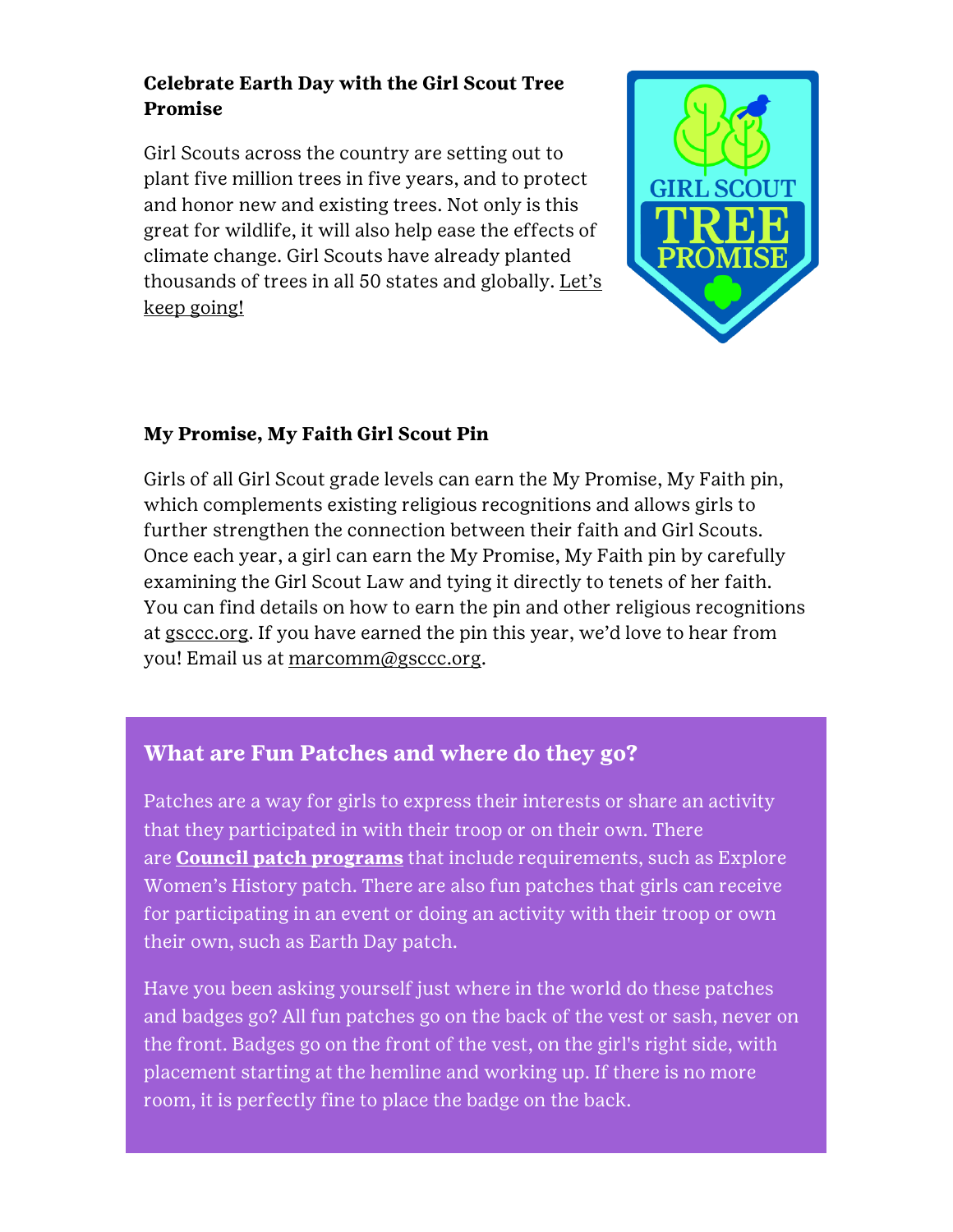### Celebrate Earth Day with the Girl Scout Tree Promise

Girl Scouts across the country are setting out to plant five million trees in five years, and to protect and honor new and existing trees. Not only is this great for wildlife, it will also help ease the effects of climate change. Girl Scouts have already planted thousands of trees in all 50 states and globally. Let's keep going!

### My Promise, My Faith Girl Scout Pin

Girls of all Girl Scout grade levels can earn the My Promise, My Faith pin, which complements existing religious recognitions and allows girls to further strengthen the connection between their faith and Girl Scouts. Once each year, a girl can earn the My Promise, My Faith pin by carefully examining the Girl Scout Law and tying it directly to tenets of her faith. You can find details on how to earn the pin and other religious recognitions at gsccc.org. If you have earned the pin this year, we'd love to hear from you! Email us at marcomm@gsccc.org.

### What are Fun Patches and where do they go?

Patches are a way for girls to express their interests or share an activity that they participated in with their troop or on their own. There are **Council patch programs** that include requirements, such as Explore Women's History patch. There are also fun patches that girls can receive for participating in an event or doing an activity with their troop or own their own, such as Earth Day patch.

Have you been asking yourself just where in the world do these patches and badges go? All fun patches go on the back of the vest or sash, never on the front. Badges go on the front of the vest, on the girl's right side, with placement starting at the hemline and working up. If there is no more room, it is perfectly fine to place the badge on the back.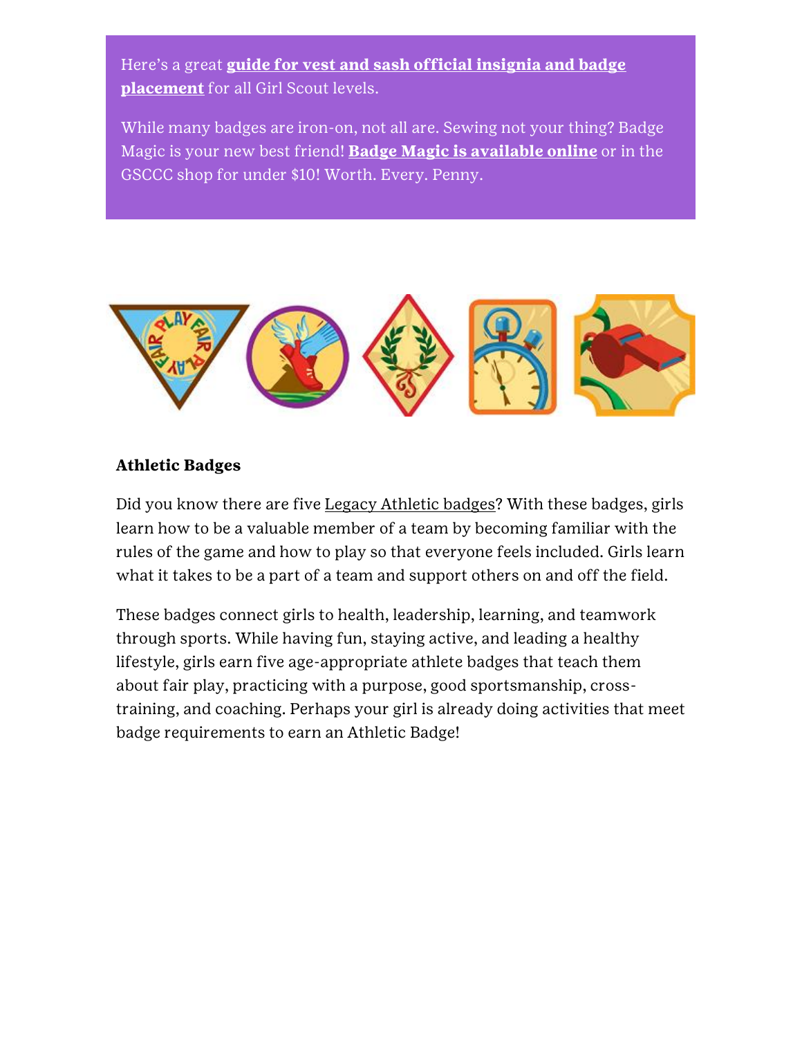Here's a great **guide for vest and sash official insignia and badge placement** for all Girl Scout levels.

While many badges are iron-on, not all are. Sewing not your thing? Badge Magic is your new best friend! **Badge Magic is available online** or in the GSCCC shop for under $10! Worth. Every. Penny.

**Athletic Badges**

Did you know there are five Legacy Athletic badges? With these badges, girls learn how to be a valuable member of a team by becoming familiar with the rules of the game and how to play so that everyone feels included. Girls learn what it takes to be a part of a team and support others on and off the field.

These badges connect girls to health, leadership, learning, and teamwork through sports. While having fun, staying active, and leading a healthy lifestyle, girls earn five age-appropriate athlete badges that teach them about fair play, practicing with a purpose, good sportsmanship, cross-training, and coaching. Perhaps your girl is already doing activities that meet badge requirements to earn an Athletic Badge!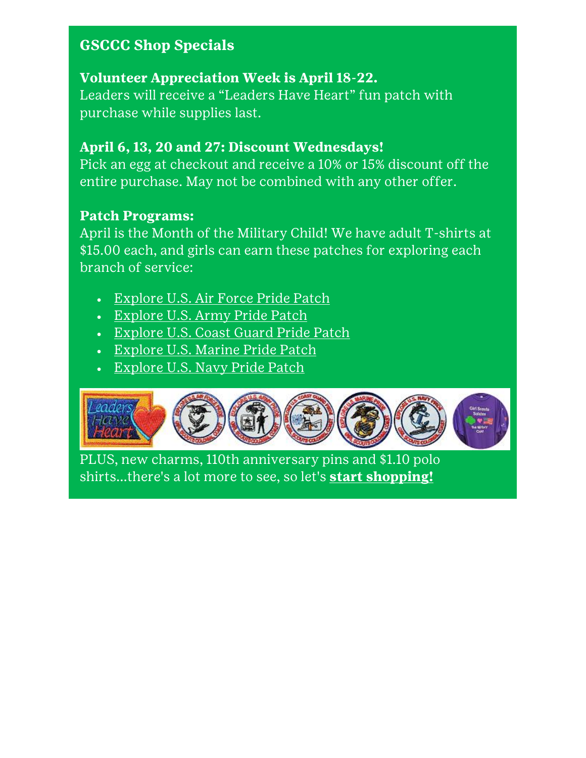## GSCCC Shop Specials

**Volunteer Appreciation Week is April 18-22.**
Leaders will receive a “Leaders Have Heart” fun patch with purchase while supplies last.

**April 6, 13, 20 and 27: Discount Wednesdays!**
Pick an egg at checkout and receive a 10% or 15% discount off the entire purchase. May not be combined with any other offer.

**Patch Programs:**
April is the Month of the Military Child! We have adult T-shirts at $15.00 each, and girls can earn these patches for exploring each branch of service:

- Explore U.S. Air Force Pride Patch
- Explore U.S. Army Pride Patch
- Explore U.S. Coast Guard Pride Patch
- Explore U.S. Marine Pride Patch
- Explore U.S. Navy Pride Patch

PLUS, new charms, 110th anniversary pins and $1.10 polo shirts...there's a lot more to see, so let's **start shopping!**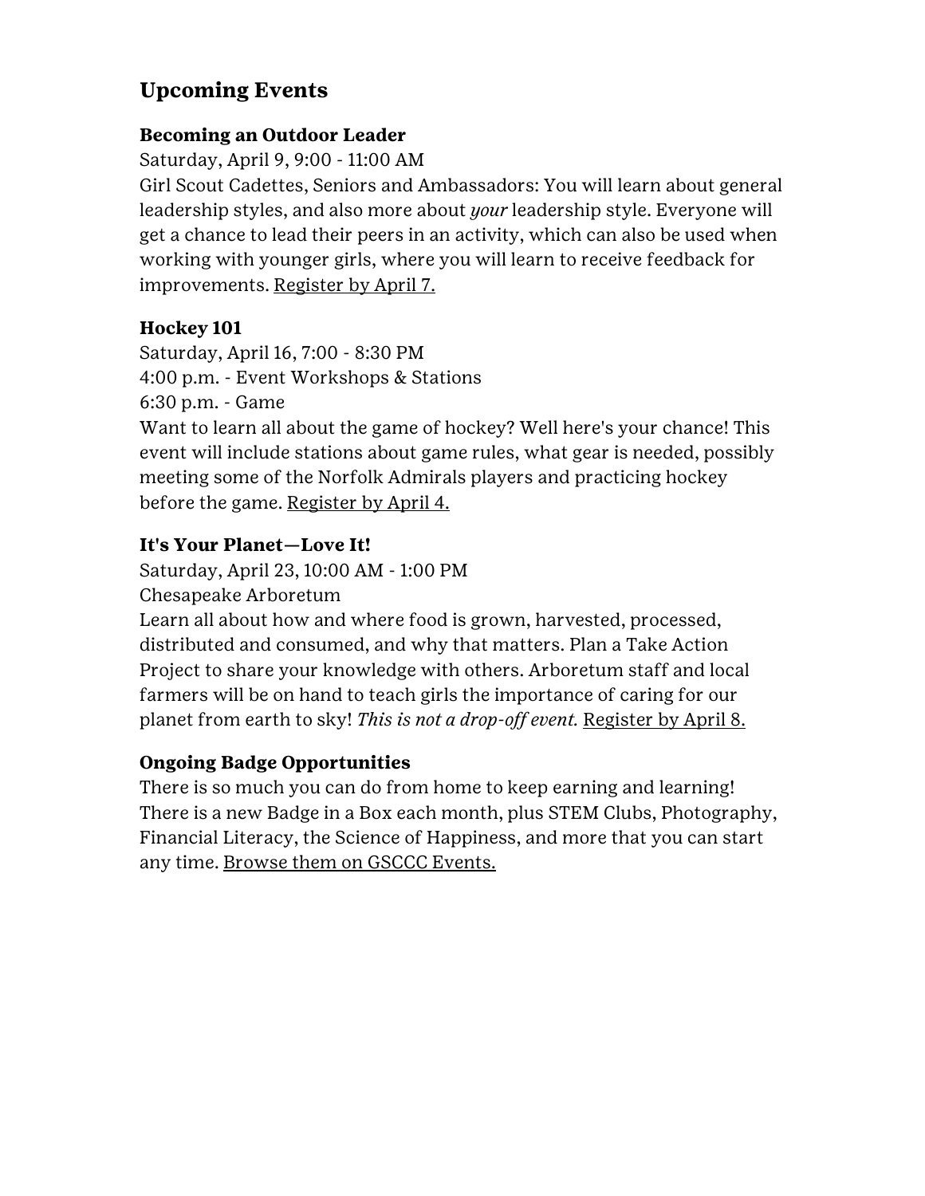## Upcoming Events

### Becoming an Outdoor Leader

Saturday, April 9, 9:00 - 11:00 AM

Girl Scout Cadettes, Seniors and Ambassadors: You will learn about general leadership styles, and also more about *your* leadership style. Everyone will get a chance to lead their peers in an activity, which can also be used when working with younger girls, where you will learn to receive feedback for improvements. Register by April 7.

### Hockey 101

Saturday, April 16, 7:00 - 8:30 PM

4:00 p.m. - Event Workshops & Stations

6:30 p.m. - Game

Want to learn all about the game of hockey? Well here's your chance! This event will include stations about game rules, what gear is needed, possibly meeting some of the Norfolk Admirals players and practicing hockey before the game. Register by April 4.

### It's Your Planet—Love It!

Saturday, April 23, 10:00 AM - 1:00 PM

Chesapeake Arboretum

Learn all about how and where food is grown, harvested, processed, distributed and consumed, and why that matters. Plan a Take Action Project to share your knowledge with others. Arboretum staff and local farmers will be on hand to teach girls the importance of caring for our planet from earth to sky! *This is not a drop-off event.* Register by April 8.

### Ongoing Badge Opportunities

There is so much you can do from home to keep earning and learning! There is a new Badge in a Box each month, plus STEM Clubs, Photography, Financial Literacy, the Science of Happiness, and more that you can start any time. Browse them on GSCCC Events.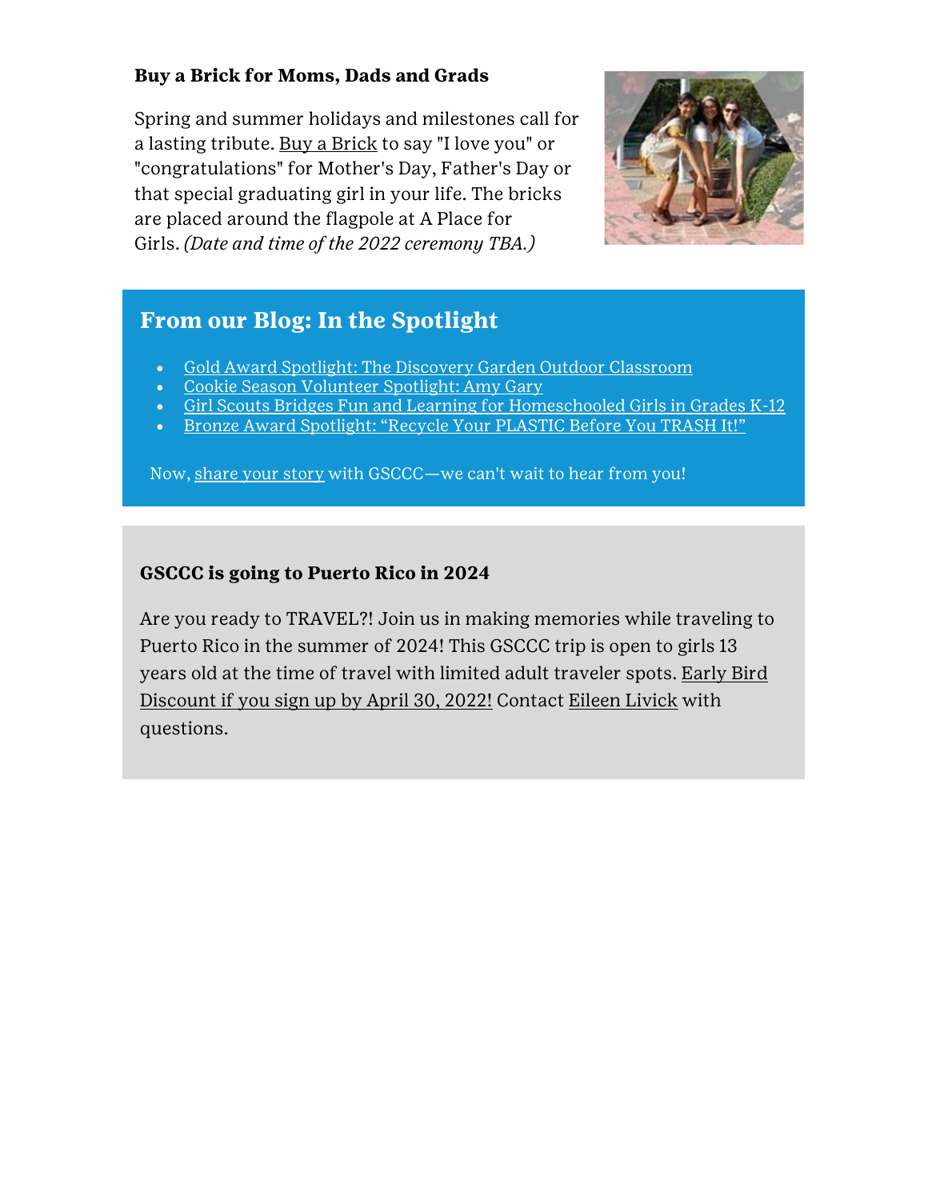**Buy a Brick for Moms, Dads and Grads**

Spring and summer holidays and milestones call for a lasting tribute. Buy a Brick to say "I love you" or "congratulations" for Mother's Day, Father's Day or that special graduating girl in your life. The bricks are placed around the flagpole at A Place for Girls. *(Date and time of the 2022 ceremony TBA.)*

## From our Blog: In the Spotlight

- Gold Award Spotlight: The Discovery Garden Outdoor Classroom
- Cookie Season Volunteer Spotlight: Amy Gary
- Girl Scouts Bridges Fun and Learning for Homeschooled Girls in Grades K-12
- Bronze Award Spotlight: "Recycle Your PLASTIC Before You TRASH It!"

Now, share your story with GSCCC—we can't wait to hear from you!

**GSCCC is going to Puerto Rico in 2024**

Are you ready to TRAVEL?! Join us in making memories while traveling to Puerto Rico in the summer of 2024! This GSCCC trip is open to girls 13 years old at the time of travel with limited adult traveler spots. Early Bird Discount if you sign up by April 30, 2022! Contact Eileen Livick with questions.